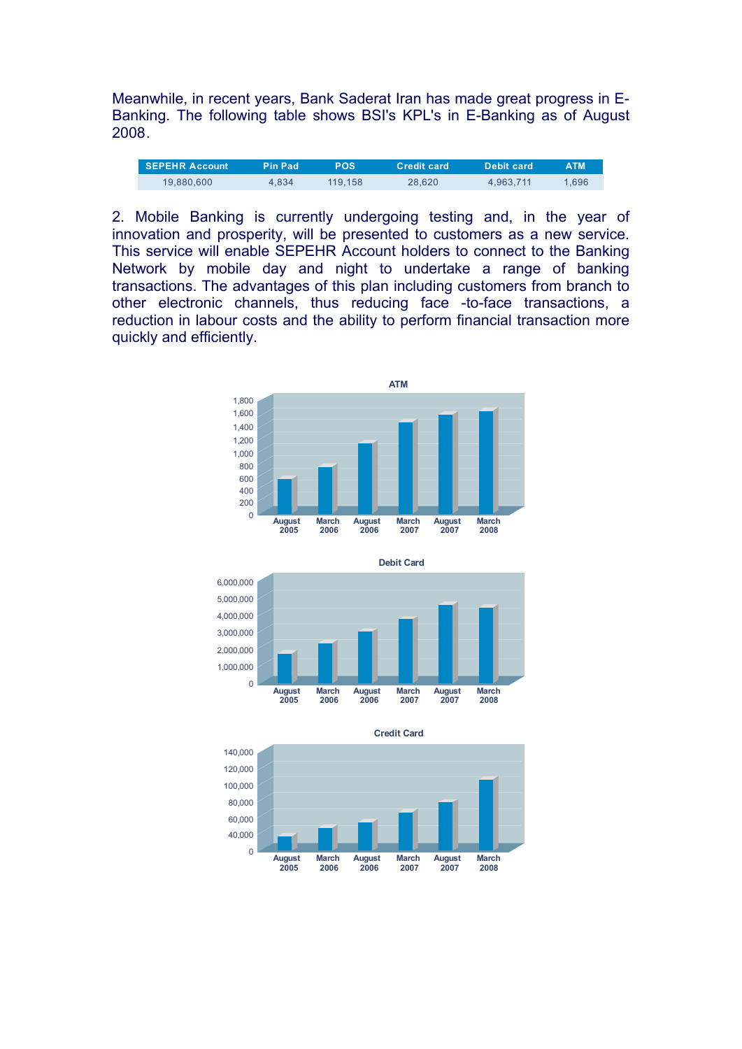Meanwhile, in recent years, Bank Saderat Iran has made great progress in E-Banking. The following table shows BSI's KPL's in E-Banking as of August 2008.

| SEPEHR Account | Pin Pad | POS | Credit card | Debit card | ATM |
|---|---|---|---|---|---|
| 19,880,600 | 4,834 | 119,158 | 28,620 | 4,963,711 | 1,696 |

2. Mobile Banking is currently undergoing testing and, in the year of innovation and prosperity, will be presented to customers as a new service. This service will enable SEPEHR Account holders to connect to the Banking Network by mobile day and night to undertake a range of banking transactions. The advantages of this plan including customers from branch to other electronic channels, thus reducing face -to-face transactions, a reduction in labour costs and the ability to perform financial transaction more quickly and efficiently.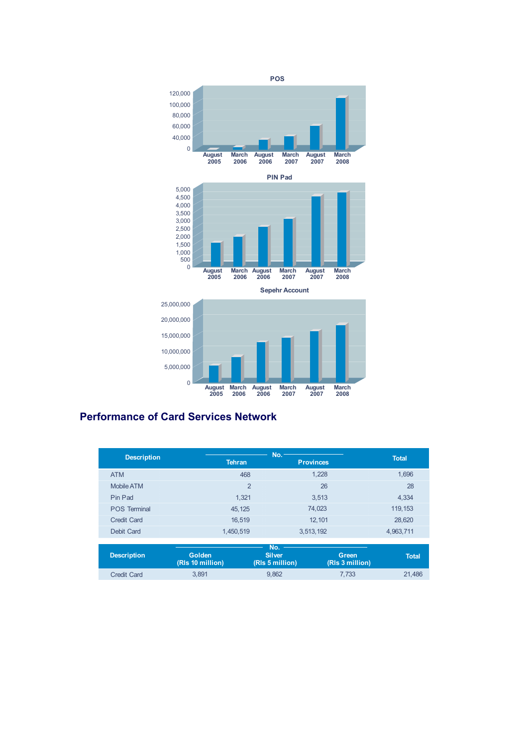POS

120,000
100,000
80,000
60,000
40,000
0

August 2005 | March 2006 | August 2006 | March 2007 | August 2007 | March 2008

PIN Pad

5,000
4,500
4,000
3,500
3,000
2,500
2,000
1,500
1,000
500
0

August 2005 | March 2006 | August 2006 | March 2007 | August 2007 | March 2008

Sepehr Account

25,000,000
20,000,000
15,000,000
10,000,000
5,000,000
0

August 2005 | March 2006 | August 2006 | March 2007 | August 2007 | March 2008

## Performance of Card Services Network

| Description | No. | | Total |
|---|---|---|---|
| | Tehran | Provinces | |
| ATM | 468 | 1,228 | 1,696 |
| Mobile ATM | 2 | 26 | 28 |
| Pin Pad | 1,321 | 3,513 | 4,334 |
| POS Terminal | 45,125 | 74,023 | 119,153 |
| Credit Card | 16,519 | 12,101 | 28,620 |
| Debit Card | 1,450,519 | 3,513,192 | 4,963,711 |

| Description | No. | | | Total |
|---|---|---|---|---|
| | Golden (Rls 10 million) | Silver (Rls 5 million) | Green (Rls 3 million) | |
| Credit Card | 3,891 | 9,862 | 7,733 | 21,486 |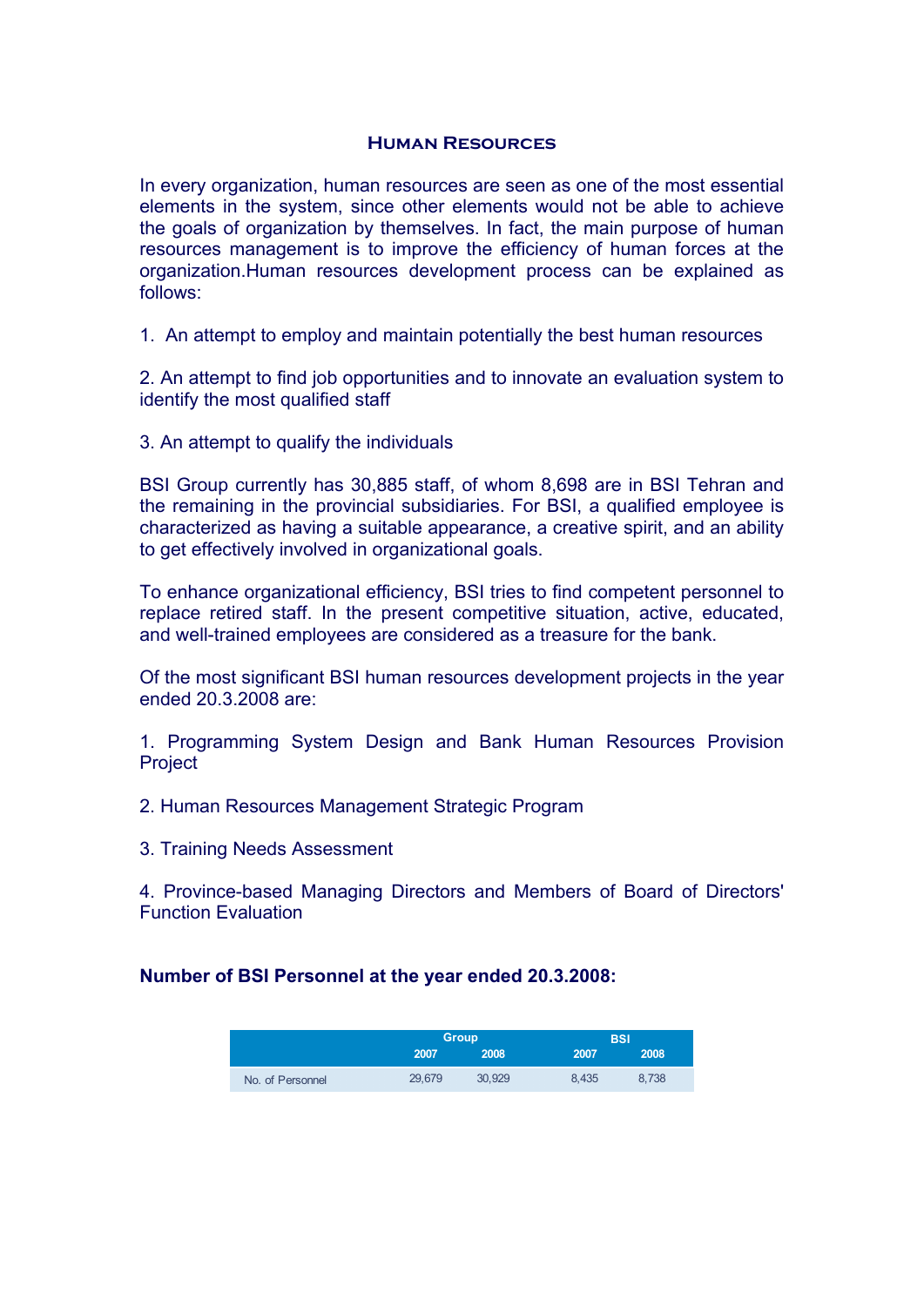## Human Resources

In every organization, human resources are seen as one of the most essential elements in the system, since other elements would not be able to achieve the goals of organization by themselves. In fact, the main purpose of human resources management is to improve the efficiency of human forces at the organization.Human resources development process can be explained as follows:

1. An attempt to employ and maintain potentially the best human resources

2. An attempt to find job opportunities and to innovate an evaluation system to identify the most qualified staff

3. An attempt to qualify the individuals

BSI Group currently has 30,885 staff, of whom 8,698 are in BSI Tehran and the remaining in the provincial subsidiaries. For BSI, a qualified employee is characterized as having a suitable appearance, a creative spirit, and an ability to get effectively involved in organizational goals.

To enhance organizational efficiency, BSI tries to find competent personnel to replace retired staff. In the present competitive situation, active, educated, and well-trained employees are considered as a treasure for the bank.

Of the most significant BSI human resources development projects in the year ended 20.3.2008 are:

1. Programming System Design and Bank Human Resources Provision Project

2. Human Resources Management Strategic Program

3. Training Needs Assessment

4. Province-based Managing Directors and Members of Board of Directors' Function Evaluation

**Number of BSI Personnel at the year ended 20.3.2008:**

| | Group | | BSI | |
|---|---|---|---|---|
| | 2007 | 2008 | 2007 | 2008 |
| No. of Personnel | 29,679 | 30,929 | 8,435 | 8,738 |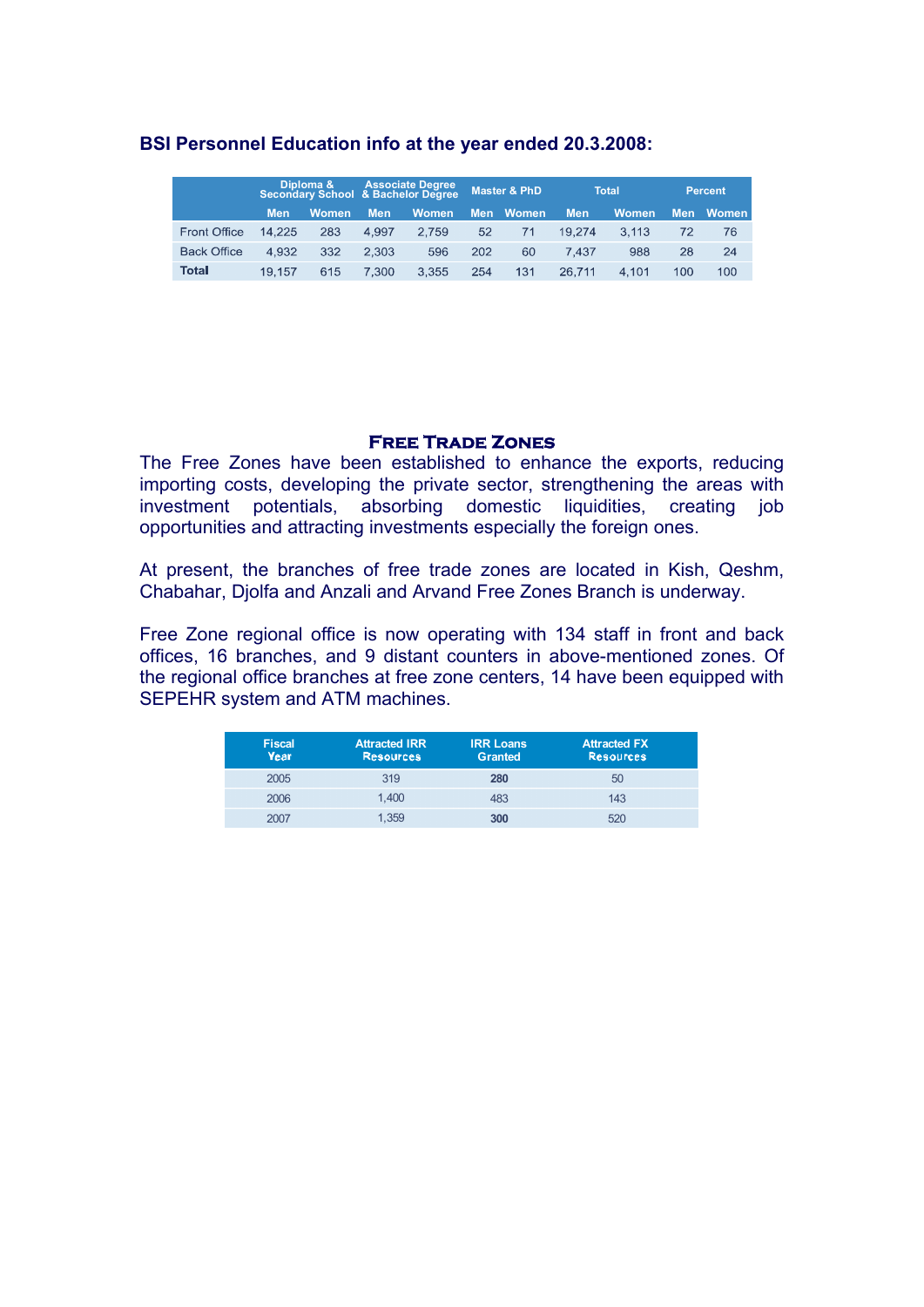**BSI Personnel Education info at the year ended 20.3.2008:**

| | Diploma & Secondary School | | Associate Degree & Bachelor Degree | | Master & PhD | | Total | | Percent | |
|---|---|---|---|---|---|---|---|---|---|---|
| | Men | Women | Men | Women | Men | Women | Men | Women | Men | Women |
| Front Office | 14,225 | 283 | 4,997 | 2,759 | 52 | 71 | 19,274 | 3,113 | 72 | 76 |
| Back Office | 4,932 | 332 | 2,303 | 596 | 202 | 60 | 7,437 | 988 | 28 | 24 |
| **Total** | 19,157 | 615 | 7,300 | 3,355 | 254 | 131 | 26,711 | 4,101 | 100 | 100 |

## Free Trade Zones

The Free Zones have been established to enhance the exports, reducing importing costs, developing the private sector, strengthening the areas with investment potentials, absorbing domestic liquidities, creating job opportunities and attracting investments especially the foreign ones.

At present, the branches of free trade zones are located in Kish, Qeshm, Chabahar, Djolfa and Anzali and Arvand Free Zones Branch is underway.

Free Zone regional office is now operating with 134 staff in front and back offices, 16 branches, and 9 distant counters in above-mentioned zones. Of the regional office branches at free zone centers, 14 have been equipped with SEPEHR system and ATM machines.

| Fiscal Year | Attracted IRR Resources | IRR Loans Granted | Attracted FX Resources |
|---|---|---|---|
| 2005 | 319 | **280** | 50 |
| 2006 | 1,400 | 483 | 143 |
| 2007 | 1,359 | **300** | 520 |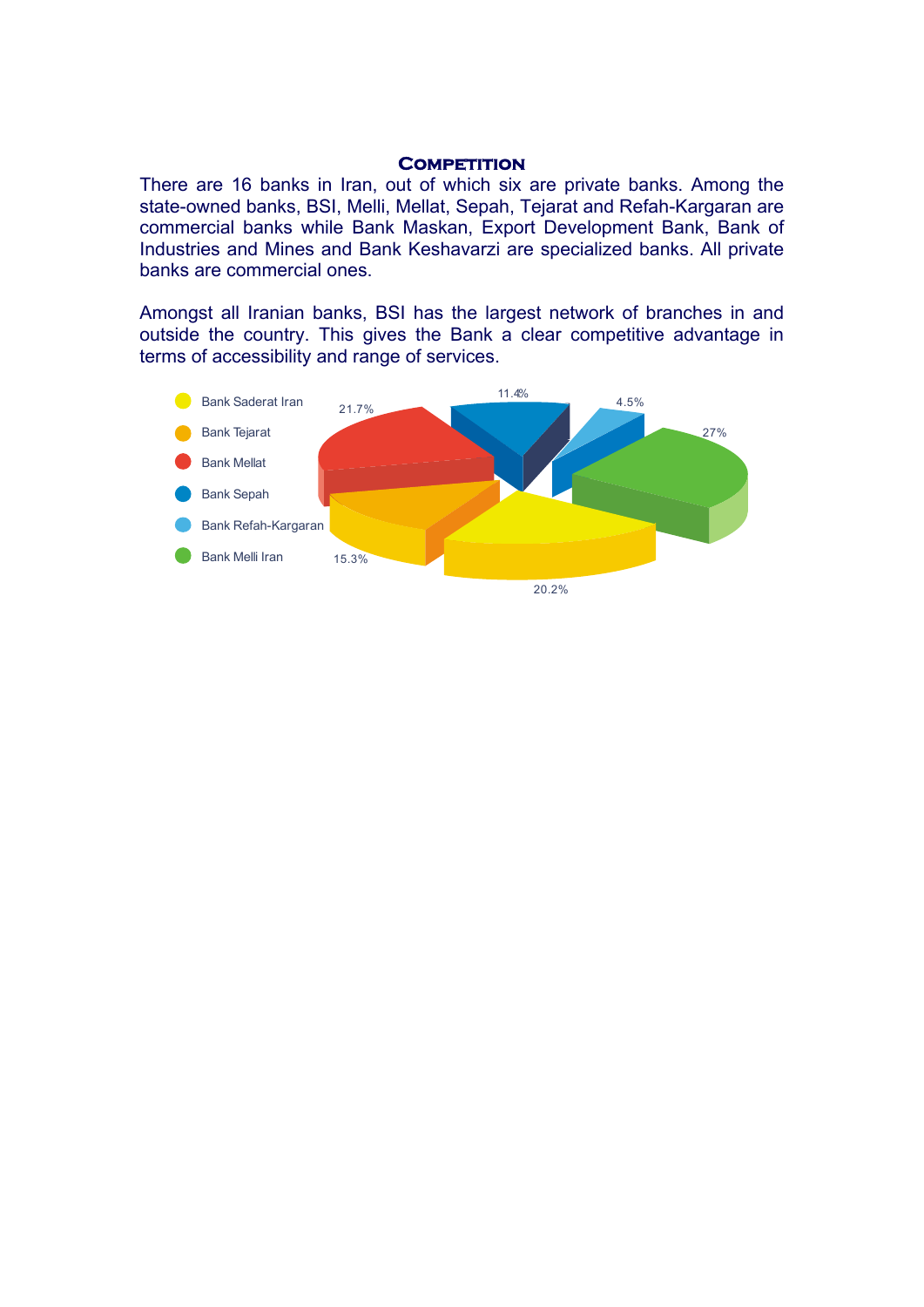## Competition

There are 16 banks in Iran, out of which six are private banks. Among the state-owned banks, BSI, Melli, Mellat, Sepah, Tejarat and Refah-Kargaran are commercial banks while Bank Maskan, Export Development Bank, Bank of Industries and Mines and Bank Keshavarzi are specialized banks. All private banks are commercial ones.

Amongst all Iranian banks, BSI has the largest network of branches in and outside the country. This gives the Bank a clear competitive advantage in terms of accessibility and range of services.

Bank Saderat Iran
Bank Tejarat
Bank Mellat
Bank Sepah
Bank Refah-Kargaran
Bank Melli Iran

21.7%
11.4%
4.5%
27%
15.3%
20.2%